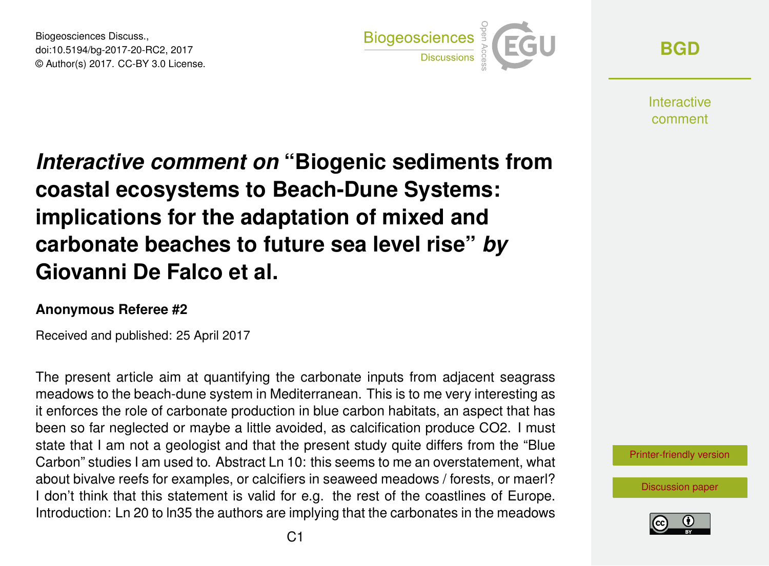# *Interactive comment on* "Biogenic sediments from coastal ecosystems to Beach-Dune Systems: implications for the adaptation of mixed and carbonate beaches to future sea level rise" *by* Giovanni De Falco et al.

**Anonymous Referee #2**

Received and published: 25 April 2017

The present article aim at quantifying the carbonate inputs from adjacent seagrass meadows to the beach-dune system in Mediterranean. This is to me very interesting as it enforces the role of carbonate production in blue carbon habitats, an aspect that has been so far neglected or maybe a little avoided, as calcification produce CO2. I must state that I am not a geologist and that the present study quite differs from the "Blue Carbon" studies I am used to. Abstract Ln 10: this seems to me an overstatement, what about bivalve reefs for examples, or calcifiers in seaweed meadows / forests, or maerl? I don't think that this statement is valid for e.g. the rest of the coastlines of Europe. Introduction: Ln 20 to ln35 the authors are implying that the carbonates in the meadows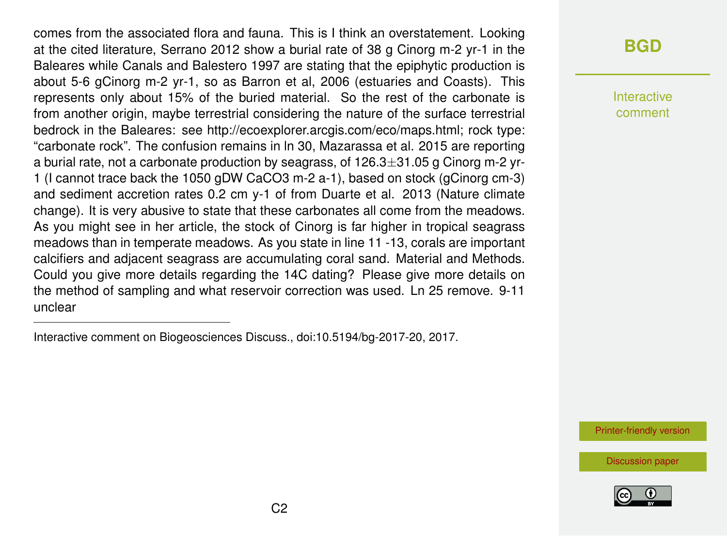comes from the associated flora and fauna. This is I think an overstatement. Looking at the cited literature, Serrano 2012 show a burial rate of 38 g Cinorg m-2 yr-1 in the Baleares while Canals and Balestero 1997 are stating that the epiphytic production is about 5-6 gCinorg m-2 yr-1, so as Barron et al, 2006 (estuaries and Coasts). This represents only about 15% of the buried material. So the rest of the carbonate is from another origin, maybe terrestrial considering the nature of the surface terrestrial bedrock in the Baleares: see http://ecoexplorer.arcgis.com/eco/maps.html; rock type: "carbonate rock". The confusion remains in ln 30, Mazarassa et al. 2015 are reporting a burial rate, not a carbonate production by seagrass, of 126.3±31.05 g Cinorg m-2 yr-1 (I cannot trace back the 1050 gDW CaCO3 m-2 a-1), based on stock (gCinorg cm-3) and sediment accretion rates 0.2 cm y-1 of from Duarte et al. 2013 (Nature climate change). It is very abusive to state that these carbonates all come from the meadows. As you might see in her article, the stock of Cinorg is far higher in tropical seagrass meadows than in temperate meadows. As you state in line 11 -13, corals are important calcifiers and adjacent seagrass are accumulating coral sand. Material and Methods. Could you give more details regarding the 14C dating? Please give more details on the method of sampling and what reservoir correction was used. Ln 25 remove. 9-11 unclear

---

Interactive comment on Biogeosciences Discuss., doi:10.5194/bg-2017-20, 2017.